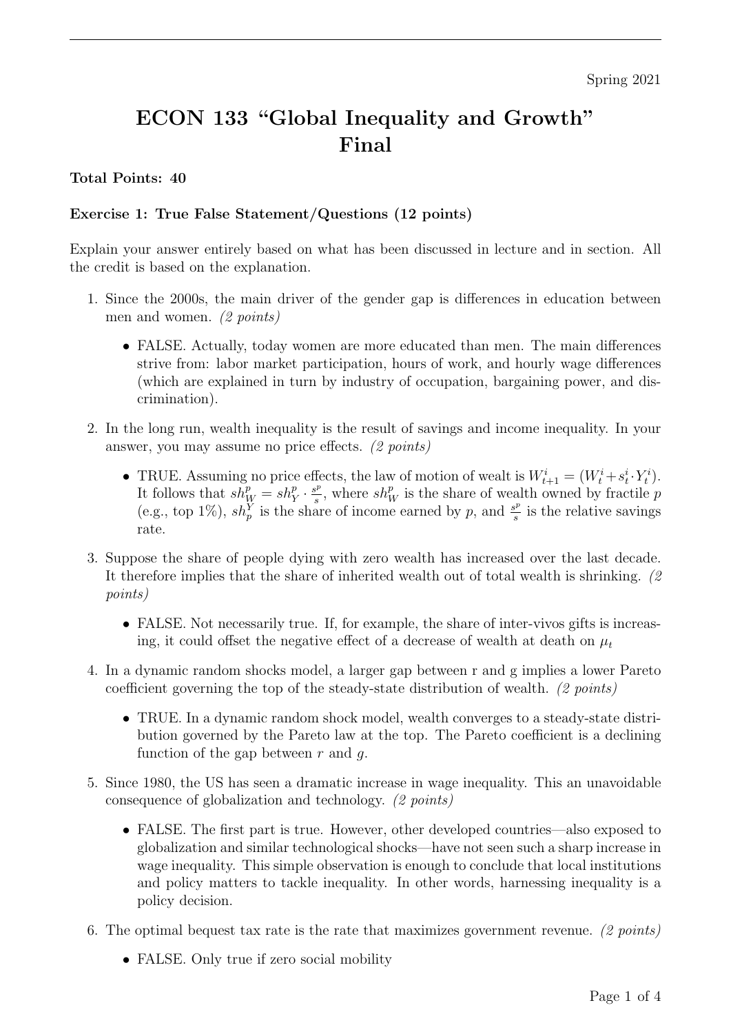Spring 2021

# ECON 133 "Global Inequality and Growth" Final

**Total Points: 40**

**Exercise 1: True False Statement/Questions (12 points)**

Explain your answer entirely based on what has been discussed in lecture and in section. All the credit is based on the explanation.

1. Since the 2000s, the main driver of the gender gap is differences in education between men and women. *(2 points)*

   - FALSE. Actually, today women are more educated than men. The main differences strive from: labor market participation, hours of work, and hourly wage differences (which are explained in turn by industry of occupation, bargaining power, and discrimination).

2. In the long run, wealth inequality is the result of savings and income inequality. In your answer, you may assume no price effects. *(2 points)*

   - TRUE. Assuming no price effects, the law of motion of wealt is $W^i_{t+1} = (W^i_t + s^i_t \cdot Y^i_t)$. It follows that $sh^p_W = sh^p_Y \cdot \frac{s^p}{s}$, where $sh^p_W$ is the share of wealth owned by fractile $p$ (e.g., top 1%), $sh^Y_p$ is the share of income earned by $p$, and $\frac{s^p}{s}$ is the relative savings rate.

3. Suppose the share of people dying with zero wealth has increased over the last decade. It therefore implies that the share of inherited wealth out of total wealth is shrinking. *(2 points)*

   - FALSE. Not necessarily true. If, for example, the share of inter-vivos gifts is increasing, it could offset the negative effect of a decrease of wealth at death on $\mu_t$

4. In a dynamic random shocks model, a larger gap between r and g implies a lower Pareto coefficient governing the top of the steady-state distribution of wealth. *(2 points)*

   - TRUE. In a dynamic random shock model, wealth converges to a steady-state distribution governed by the Pareto law at the top. The Pareto coefficient is a declining function of the gap between $r$ and $g$.

5. Since 1980, the US has seen a dramatic increase in wage inequality. This an unavoidable consequence of globalization and technology. *(2 points)*

   - FALSE. The first part is true. However, other developed countries—also exposed to globalization and similar technological shocks—have not seen such a sharp increase in wage inequality. This simple observation is enough to conclude that local institutions and policy matters to tackle inequality. In other words, harnessing inequality is a policy decision.

6. The optimal bequest tax rate is the rate that maximizes government revenue. *(2 points)*

   - FALSE. Only true if zero social mobility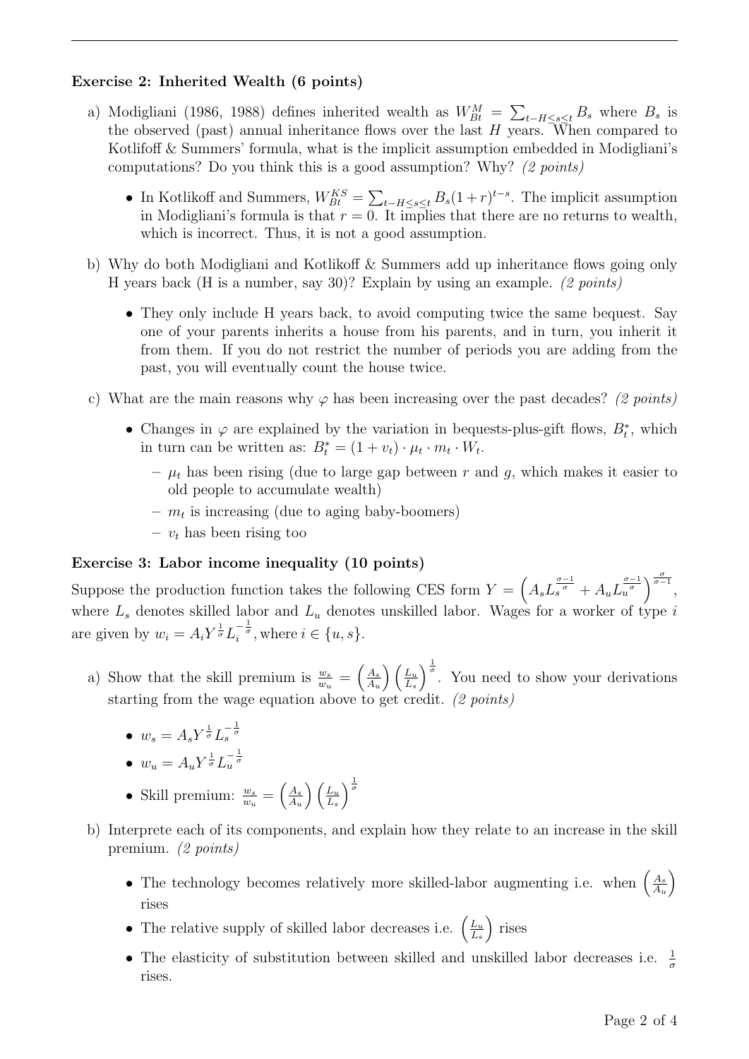**Exercise 2: Inherited Wealth (6 points)**

a) Modigliani (1986, 1988) defines inherited wealth as $W_{Bt}^{M} = \sum_{t-H \leq s \leq t} B_s$ where $B_s$ is the observed (past) annual inheritance flows over the last $H$ years. When compared to Kotlioff & Summers' formula, what is the implicit assumption embedded in Modigliani's computations? Do you think this is a good assumption? Why? *(2 points)*

- In Kotlikoff and Summers, $W_{Bt}^{KS} = \sum_{t-H \leq s \leq t} B_s(1+r)^{t-s}$. The implicit assumption in Modigliani's formula is that $r = 0$. It implies that there are no returns to wealth, which is incorrect. Thus, it is not a good assumption.

b) Why do both Modigliani and Kotlikoff & Summers add up inheritance flows going only H years back (H is a number, say 30)? Explain by using an example. *(2 points)*

- They only include H years back, to avoid computing twice the same bequest. Say one of your parents inherits a house from his parents, and in turn, you inherit it from them. If you do not restrict the number of periods you are adding from the past, you will eventually count the house twice.

c) What are the main reasons why $\varphi$ has been increasing over the past decades? *(2 points)*

- Changes in $\varphi$ are explained by the variation in bequests-plus-gift flows, $B_t^*$, which in turn can be written as: $B_t^* = (1 + v_t) \cdot \mu_t \cdot m_t \cdot W_t$.
  - $\mu_t$ has been rising (due to large gap between $r$ and $g$, which makes it easier to old people to accumulate wealth)
  - $m_t$ is increasing (due to aging baby-boomers)
  - $v_t$ has been rising too

**Exercise 3: Labor income inequality (10 points)**

Suppose the production function takes the following CES form $Y = \left(A_s L_s^{\frac{\sigma-1}{\sigma}} + A_u L_u^{\frac{\sigma-1}{\sigma}}\right)^{\frac{\sigma}{\sigma-1}}$, where $L_s$ denotes skilled labor and $L_u$ denotes unskilled labor. Wages for a worker of type $i$ are given by $w_i = A_i Y^{\frac{1}{\sigma}} L_i^{-\frac{1}{\sigma}}$, where $i \in \{u, s\}$.

a) Show that the skill premium is $\frac{w_s}{w_u} = \left(\frac{A_s}{A_u}\right)\left(\frac{L_u}{L_s}\right)^{\frac{1}{\sigma}}$. You need to show your derivations starting from the wage equation above to get credit. *(2 points)*

- $w_s = A_s Y^{\frac{1}{\sigma}} L_s^{-\frac{1}{\sigma}}$
- $w_u = A_u Y^{\frac{1}{\sigma}} L_u^{-\frac{1}{\sigma}}$
- Skill premium: $\frac{w_s}{w_u} = \left(\frac{A_s}{A_u}\right)\left(\frac{L_u}{L_s}\right)^{\frac{1}{\sigma}}$

b) Interprete each of its components, and explain how they relate to an increase in the skill premium. *(2 points)*

- The technology becomes relatively more skilled-labor augmenting i.e. when $\left(\frac{A_s}{A_u}\right)$ rises
- The relative supply of skilled labor decreases i.e. $\left(\frac{L_u}{L_s}\right)$ rises
- The elasticity of substitution between skilled and unskilled labor decreases i.e. $\frac{1}{\sigma}$ rises.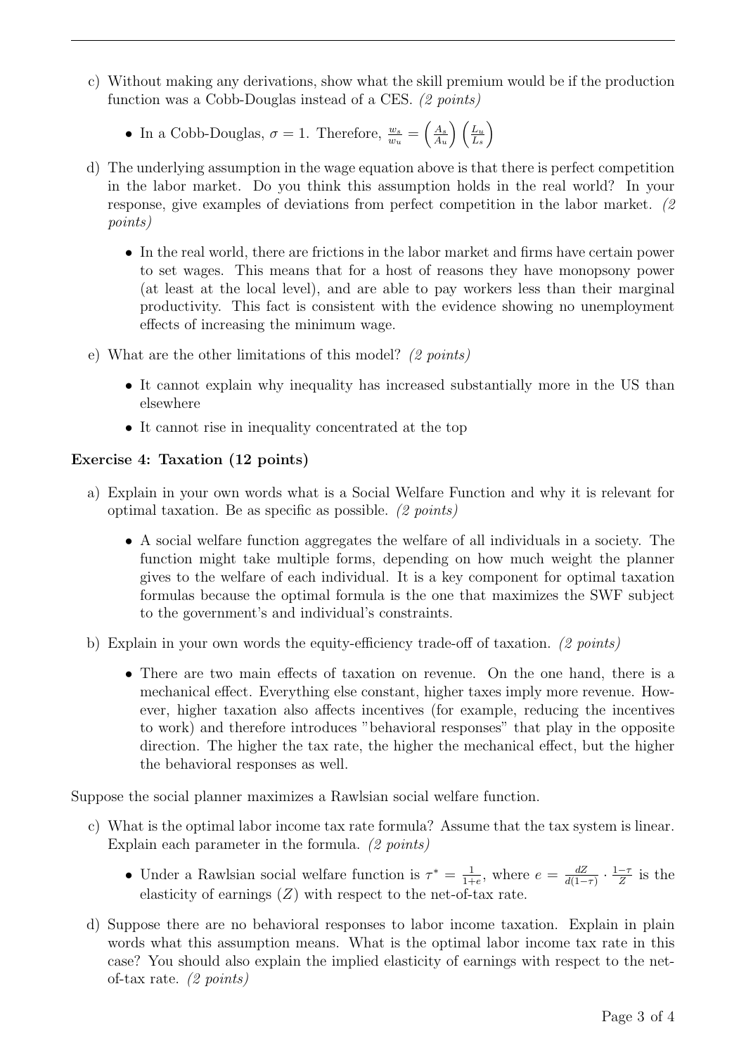c) Without making any derivations, show what the skill premium would be if the production function was a Cobb-Douglas instead of a CES. *(2 points)*

- In a Cobb-Douglas, $\sigma = 1$. Therefore, $\frac{w_s}{w_u} = \left(\frac{A_s}{A_u}\right)\left(\frac{L_u}{L_s}\right)$

d) The underlying assumption in the wage equation above is that there is perfect competition in the labor market. Do you think this assumption holds in the real world? In your response, give examples of deviations from perfect competition in the labor market. *(2 points)*

- In the real world, there are frictions in the labor market and firms have certain power to set wages. This means that for a host of reasons they have monopsony power (at least at the local level), and are able to pay workers less than their marginal productivity. This fact is consistent with the evidence showing no unemployment effects of increasing the minimum wage.

e) What are the other limitations of this model? *(2 points)*

- It cannot explain why inequality has increased substantially more in the US than elsewhere
- It cannot rise in inequality concentrated at the top

### Exercise 4: Taxation (12 points)

a) Explain in your own words what is a Social Welfare Function and why it is relevant for optimal taxation. Be as specific as possible. *(2 points)*

- A social welfare function aggregates the welfare of all individuals in a society. The function might take multiple forms, depending on how much weight the planner gives to the welfare of each individual. It is a key component for optimal taxation formulas because the optimal formula is the one that maximizes the SWF subject to the government's and individual's constraints.

b) Explain in your own words the equity-efficiency trade-off of taxation. *(2 points)*

- There are two main effects of taxation on revenue. On the one hand, there is a mechanical effect. Everything else constant, higher taxes imply more revenue. However, higher taxation also affects incentives (for example, reducing the incentives to work) and therefore introduces "behavioral responses" that play in the opposite direction. The higher the tax rate, the higher the mechanical effect, but the higher the behavioral responses as well.

Suppose the social planner maximizes a Rawlsian social welfare function.

c) What is the optimal labor income tax rate formula? Assume that the tax system is linear. Explain each parameter in the formula. *(2 points)*

- Under a Rawlsian social welfare function is $\tau^* = \frac{1}{1+e}$, where $e = \frac{dZ}{d(1-\tau)} \cdot \frac{1-\tau}{Z}$ is the elasticity of earnings ($Z$) with respect to the net-of-tax rate.

d) Suppose there are no behavioral responses to labor income taxation. Explain in plain words what this assumption means. What is the optimal labor income tax rate in this case? You should also explain the implied elasticity of earnings with respect to the net-of-tax rate. *(2 points)*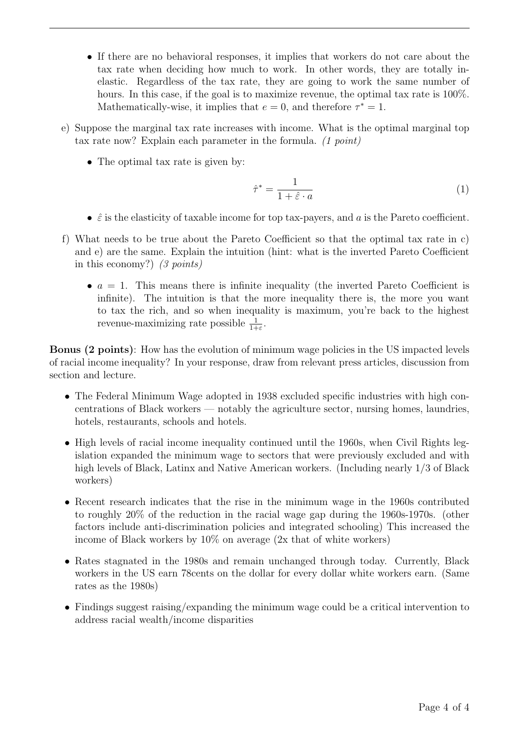- If there are no behavioral responses, it implies that workers do not care about the tax rate when deciding how much to work. In other words, they are totally inelastic. Regardless of the tax rate, they are going to work the same number of hours. In this case, if the goal is to maximize revenue, the optimal tax rate is 100%. Mathematically-wise, it implies that $e = 0$, and therefore $\tau^* = 1$.

e) Suppose the marginal tax rate increases with income. What is the optimal marginal top tax rate now? Explain each parameter in the formula. *(1 point)*

- The optimal tax rate is given by:

$$\hat{\tau}^* = \frac{1}{1 + \hat{\varepsilon} \cdot a} \tag{1}$$

- $\hat{\varepsilon}$ is the elasticity of taxable income for top tax-payers, and $a$ is the Pareto coefficient.

f) What needs to be true about the Pareto Coefficient so that the optimal tax rate in c) and e) are the same. Explain the intuition (hint: what is the inverted Pareto Coefficient in this economy?) *(3 points)*

- $a = 1$. This means there is infinite inequality (the inverted Pareto Coefficient is infinite). The intuition is that the more inequality there is, the more you want to tax the rich, and so when inequality is maximum, you're back to the highest revenue-maximizing rate possible $\frac{1}{1+\varepsilon}$.

**Bonus (2 points)**: How has the evolution of minimum wage policies in the US impacted levels of racial income inequality? In your response, draw from relevant press articles, discussion from section and lecture.

- The Federal Minimum Wage adopted in 1938 excluded specific industries with high concentrations of Black workers — notably the agriculture sector, nursing homes, laundries, hotels, restaurants, schools and hotels.
- High levels of racial income inequality continued until the 1960s, when Civil Rights legislation expanded the minimum wage to sectors that were previously excluded and with high levels of Black, Latinx and Native American workers. (Including nearly 1/3 of Black workers)
- Recent research indicates that the rise in the minimum wage in the 1960s contributed to roughly 20% of the reduction in the racial wage gap during the 1960s-1970s. (other factors include anti-discrimination policies and integrated schooling) This increased the income of Black workers by 10% on average (2x that of white workers)
- Rates stagnated in the 1980s and remain unchanged through today. Currently, Black workers in the US earn 78cents on the dollar for every dollar white workers earn. (Same rates as the 1980s)
- Findings suggest raising/expanding the minimum wage could be a critical intervention to address racial wealth/income disparities